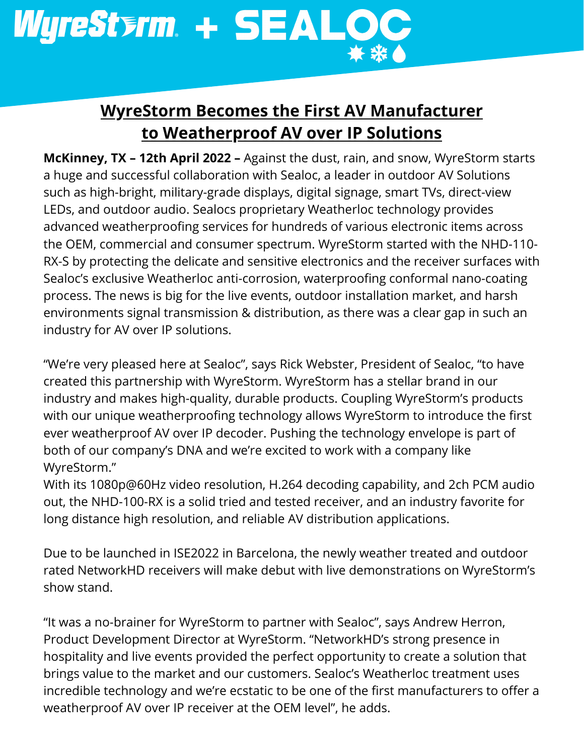# WyreStorm + SEALOC

## WyreStorm Becomes the First AV Manufacturer to Weatherproof AV over IP Solutions

**McKinney, TX – 12th April 2022 –** Against the dust, rain, and snow, WyreStorm starts a huge and successful collaboration with Sealoc, a leader in outdoor AV Solutions such as high-bright, military-grade displays, digital signage, smart TVs, direct-view LEDs, and outdoor audio. Sealocs proprietary Weatherloc technology provides advanced weatherproofing services for hundreds of various electronic items across the OEM, commercial and consumer spectrum. WyreStorm started with the NHD-110-RX-S by protecting the delicate and sensitive electronics and the receiver surfaces with Sealoc's exclusive Weatherloc anti-corrosion, waterproofing conformal nano-coating process. The news is big for the live events, outdoor installation market, and harsh environments signal transmission & distribution, as there was a clear gap in such an industry for AV over IP solutions.

"We're very pleased here at Sealoc", says Rick Webster, President of Sealoc, "to have created this partnership with WyreStorm. WyreStorm has a stellar brand in our industry and makes high-quality, durable products. Coupling WyreStorm's products with our unique weatherproofing technology allows WyreStorm to introduce the first ever weatherproof AV over IP decoder. Pushing the technology envelope is part of both of our company's DNA and we're excited to work with a company like WyreStorm."

With its 1080p@60Hz video resolution, H.264 decoding capability, and 2ch PCM audio out, the NHD-100-RX is a solid tried and tested receiver, and an industry favorite for long distance high resolution, and reliable AV distribution applications.

Due to be launched in ISE2022 in Barcelona, the newly weather treated and outdoor rated NetworkHD receivers will make debut with live demonstrations on WyreStorm's show stand.

"It was a no-brainer for WyreStorm to partner with Sealoc", says Andrew Herron, Product Development Director at WyreStorm. "NetworkHD's strong presence in hospitality and live events provided the perfect opportunity to create a solution that brings value to the market and our customers. Sealoc's Weatherloc treatment uses incredible technology and we're ecstatic to be one of the first manufacturers to offer a weatherproof AV over IP receiver at the OEM level", he adds.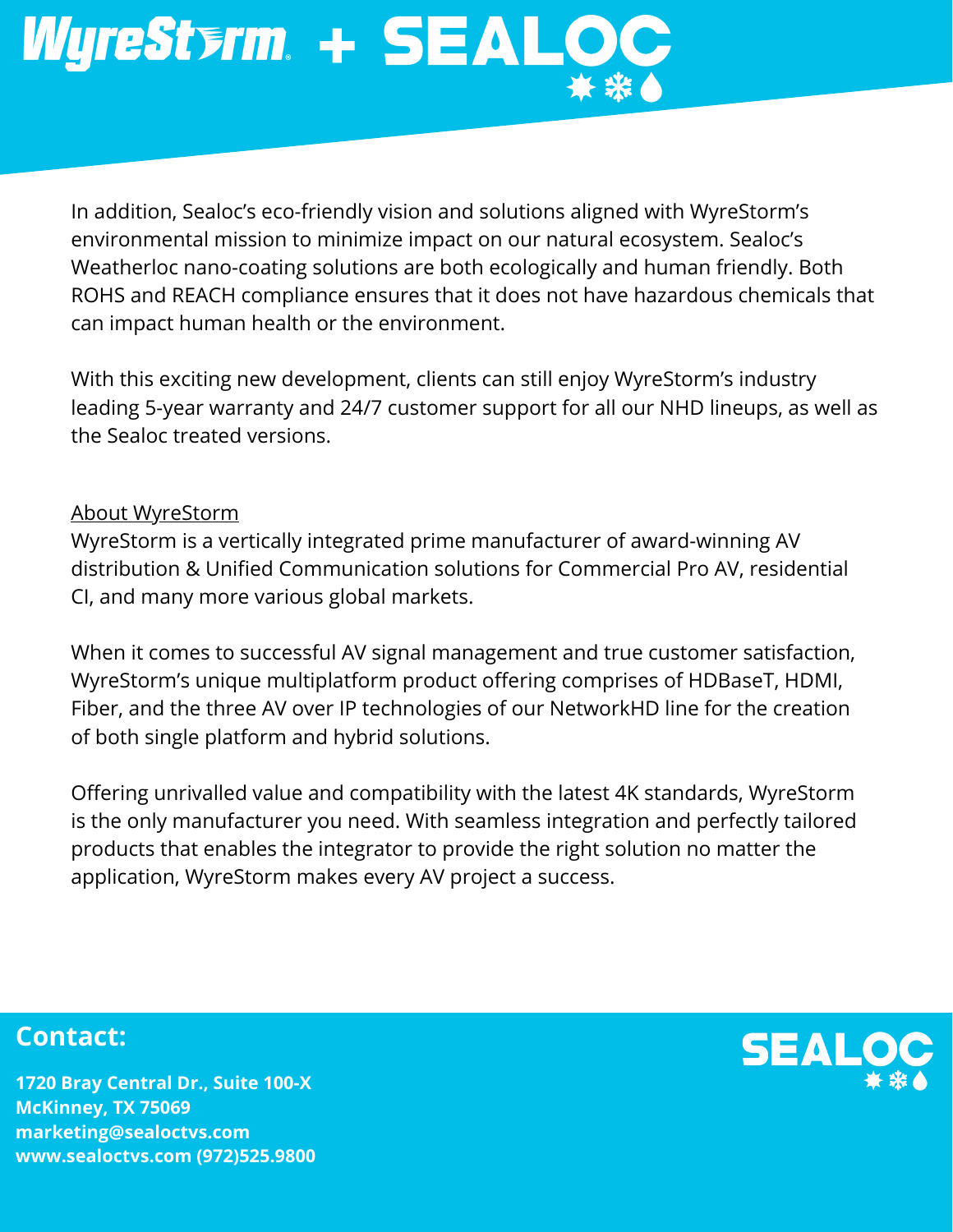In addition, Sealoc's eco-friendly vision and solutions aligned with WyreStorm's environmental mission to minimize impact on our natural ecosystem. Sealoc's Weatherloc nano-coating solutions are both ecologically and human friendly. Both ROHS and REACH compliance ensures that it does not have hazardous chemicals that can impact human health or the environment.

With this exciting new development, clients can still enjoy WyreStorm's industry leading 5-year warranty and 24/7 customer support for all our NHD lineups, as well as the Sealoc treated versions.

About WyreStorm

WyreStorm is a vertically integrated prime manufacturer of award-winning AV distribution & Unified Communication solutions for Commercial Pro AV, residential CI, and many more various global markets.

When it comes to successful AV signal management and true customer satisfaction, WyreStorm's unique multiplatform product offering comprises of HDBaseT, HDMI, Fiber, and the three AV over IP technologies of our NetworkHD line for the creation of both single platform and hybrid solutions.

Offering unrivalled value and compatibility with the latest 4K standards, WyreStorm is the only manufacturer you need. With seamless integration and perfectly tailored products that enables the integrator to provide the right solution no matter the application, WyreStorm makes every AV project a success.

## Contact:

**1720 Bray Central Dr., Suite 100-X**
**McKinney, TX 75069**
**marketing@sealoctvs.com**
**www.sealoctvs.com (972)525.9800**